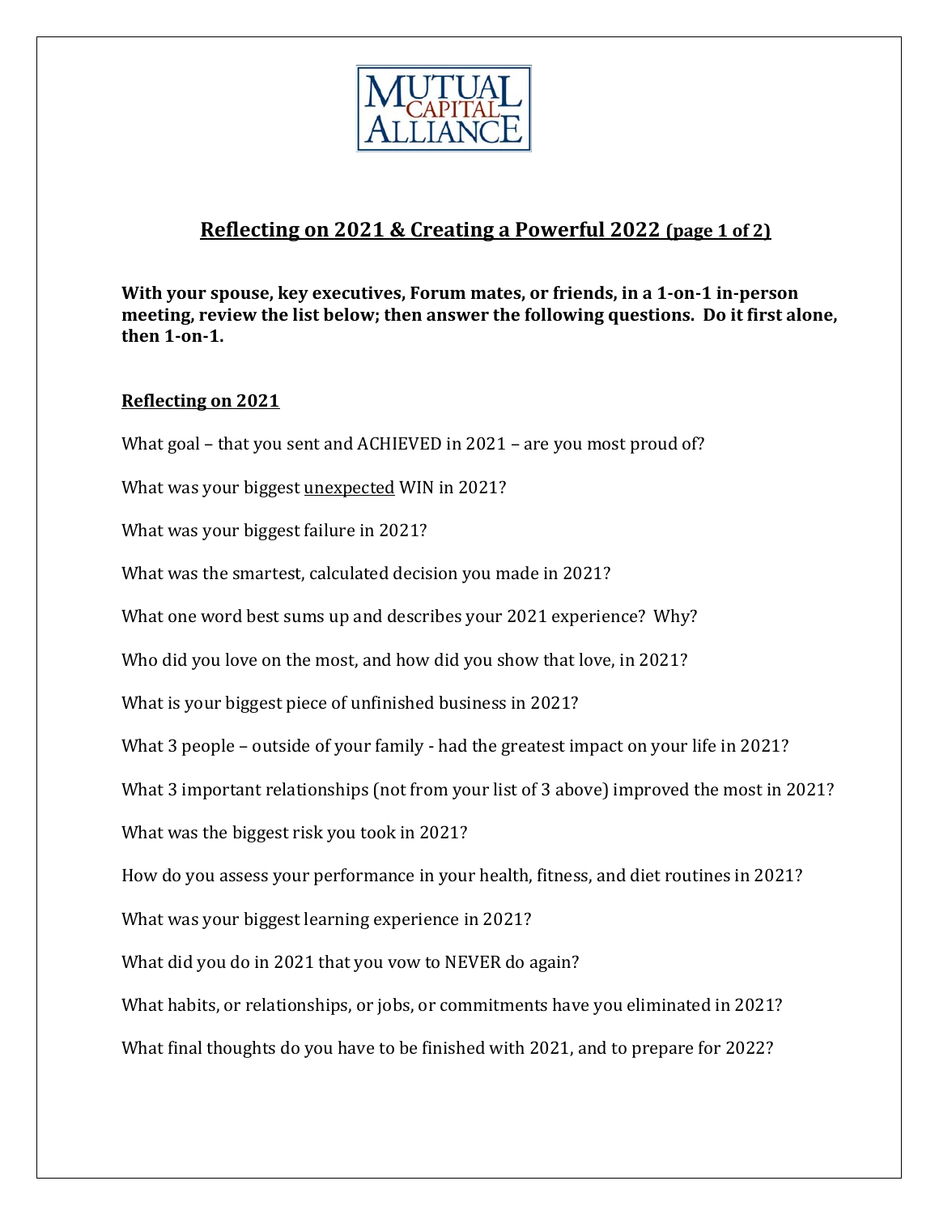MUTUAL CAPITAL ALLIANCE

## Reflecting on 2021 & Creating a Powerful 2022 (page 1 of 2)

**With your spouse, key executives, Forum mates, or friends, in a 1-on-1 in-person meeting, review the list below; then answer the following questions. Do it first alone, then 1-on-1.**

### Reflecting on 2021

What goal – that you sent and ACHIEVED in 2021 – are you most proud of?

What was your biggest unexpected WIN in 2021?

What was your biggest failure in 2021?

What was the smartest, calculated decision you made in 2021?

What one word best sums up and describes your 2021 experience? Why?

Who did you love on the most, and how did you show that love, in 2021?

What is your biggest piece of unfinished business in 2021?

What 3 people – outside of your family - had the greatest impact on your life in 2021?

What 3 important relationships (not from your list of 3 above) improved the most in 2021?

What was the biggest risk you took in 2021?

How do you assess your performance in your health, fitness, and diet routines in 2021?

What was your biggest learning experience in 2021?

What did you do in 2021 that you vow to NEVER do again?

What habits, or relationships, or jobs, or commitments have you eliminated in 2021?

What final thoughts do you have to be finished with 2021, and to prepare for 2022?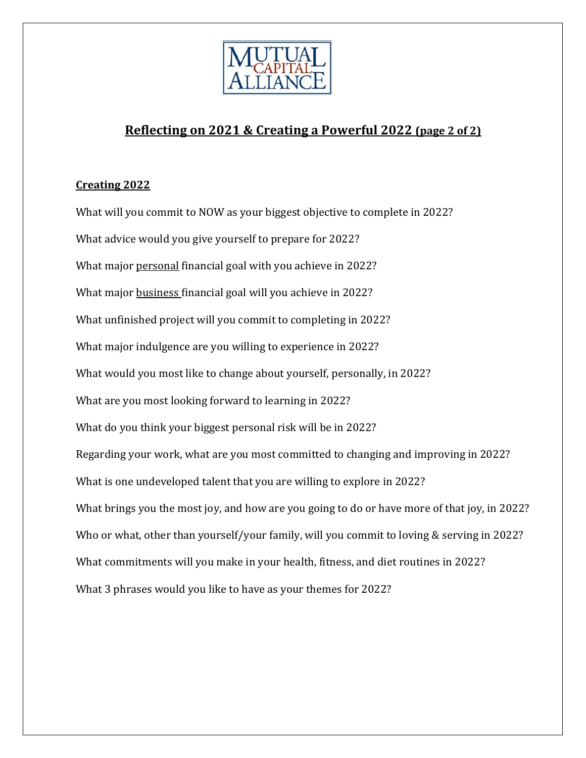## Reflecting on 2021 & Creating a Powerful 2022 (page 2 of 2)

### Creating 2022

What will you commit to NOW as your biggest objective to complete in 2022?

What advice would you give yourself to prepare for 2022?

What major personal financial goal with you achieve in 2022?

What major business financial goal will you achieve in 2022?

What unfinished project will you commit to completing in 2022?

What major indulgence are you willing to experience in 2022?

What would you most like to change about yourself, personally, in 2022?

What are you most looking forward to learning in 2022?

What do you think your biggest personal risk will be in 2022?

Regarding your work, what are you most committed to changing and improving in 2022?

What is one undeveloped talent that you are willing to explore in 2022?

What brings you the most joy, and how are you going to do or have more of that joy, in 2022?

Who or what, other than yourself/your family, will you commit to loving & serving in 2022?

What commitments will you make in your health, fitness, and diet routines in 2022?

What 3 phrases would you like to have as your themes for 2022?